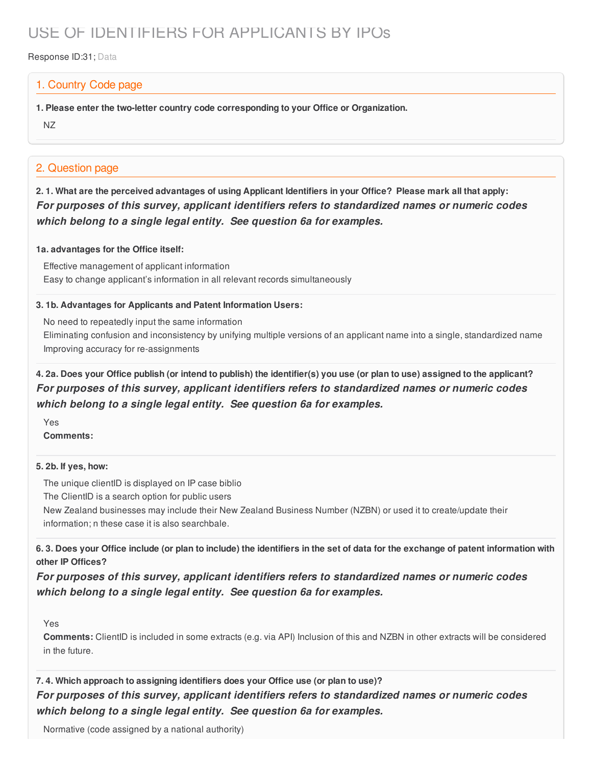# USE OF IDENTIFIERS FOR APPLICANTS BY IPOs

Response ID:31; Data

## 1. Country Code page

**1. Please enter the two-letter country code corresponding to your Office or Organization.**

NZ

## 2. Question page

**2. 1. What are the perceived advantages of using Applicant Identifiers in your Office? Please mark all that apply:**

***For purposes of this survey, applicant identifiers refers to standardized names or numeric codes which belong to a single legal entity. See question 6a for examples.***

**1a. advantages for the Office itself:**

Effective management of applicant information
Easy to change applicant's information in all relevant records simultaneously

**3. 1b. Advantages for Applicants and Patent Information Users:**

No need to repeatedly input the same information
Eliminating confusion and inconsistency by unifying multiple versions of an applicant name into a single, standardized name
Improving accuracy for re-assignments

**4. 2a. Does your Office publish (or intend to publish) the identifier(s) you use (or plan to use) assigned to the applicant?**

***For purposes of this survey, applicant identifiers refers to standardized names or numeric codes which belong to a single legal entity. See question 6a for examples.***

Yes
**Comments:**

**5. 2b. If yes, how:**

The unique clientID is displayed on IP case biblio
The ClientID is a search option for public users
New Zealand businesses may include their New Zealand Business Number (NZBN) or used it to create/update their information; n these case it is also searchbale.

**6. 3. Does your Office include (or plan to include) the identifiers in the set of data for the exchange of patent information with other IP Offices?**

***For purposes of this survey, applicant identifiers refers to standardized names or numeric codes which belong to a single legal entity. See question 6a for examples.***

Yes
**Comments:** ClientID is included in some extracts (e.g. via API) Inclusion of this and NZBN in other extracts will be considered in the future.

**7. 4. Which approach to assigning identifiers does your Office use (or plan to use)?**

***For purposes of this survey, applicant identifiers refers to standardized names or numeric codes which belong to a single legal entity. See question 6a for examples.***

Normative (code assigned by a national authority)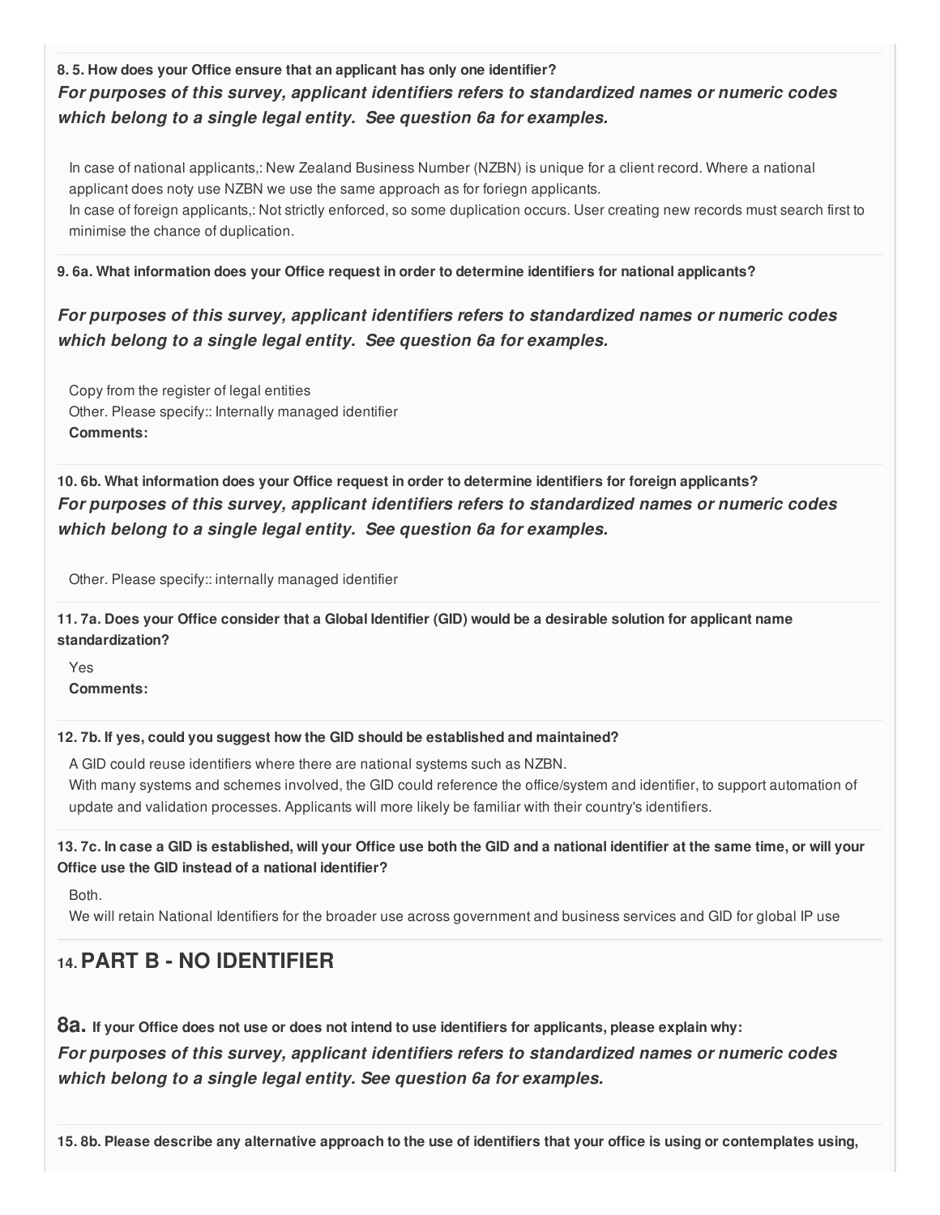**8. 5. How does your Office ensure that an applicant has only one identifier?**

***For purposes of this survey, applicant identifiers refers to standardized names or numeric codes which belong to a single legal entity. See question 6a for examples.***

In case of national applicants,: New Zealand Business Number (NZBN) is unique for a client record. Where a national applicant does noty use NZBN we use the same approach as for foriegn applicants.
In case of foreign applicants,: Not strictly enforced, so some duplication occurs. User creating new records must search first to minimise the chance of duplication.

**9. 6a. What information does your Office request in order to determine identifiers for national applicants?**

***For purposes of this survey, applicant identifiers refers to standardized names or numeric codes which belong to a single legal entity. See question 6a for examples.***

Copy from the register of legal entities
Other. Please specify:: Internally managed identifier
**Comments:**

**10. 6b. What information does your Office request in order to determine identifiers for foreign applicants?**

***For purposes of this survey, applicant identifiers refers to standardized names or numeric codes which belong to a single legal entity. See question 6a for examples.***

Other. Please specify:: internally managed identifier

**11. 7a. Does your Office consider that a Global Identifier (GID) would be a desirable solution for applicant name standardization?**

Yes
**Comments:**

**12. 7b. If yes, could you suggest how the GID should be established and maintained?**

A GID could reuse identifiers where there are national systems such as NZBN.
With many systems and schemes involved, the GID could reference the office/system and identifier, to support automation of update and validation processes. Applicants will more likely be familiar with their country's identifiers.

**13. 7c. In case a GID is established, will your Office use both the GID and a national identifier at the same time, or will your Office use the GID instead of a national identifier?**

Both.
We will retain National Identifiers for the broader use across government and business services and GID for global IP use

## 14. PART B - NO IDENTIFIER

**8a. If your Office does not use or does not intend to use identifiers for applicants, please explain why:**

***For purposes of this survey, applicant identifiers refers to standardized names or numeric codes which belong to a single legal entity. See question 6a for examples.***

**15. 8b. Please describe any alternative approach to the use of identifiers that your office is using or contemplates using,**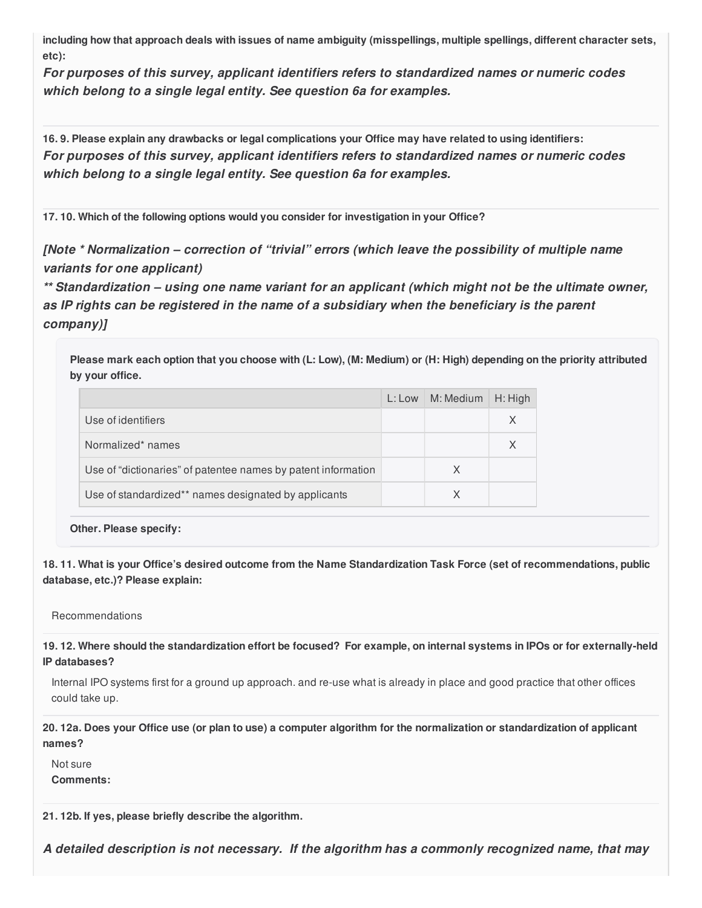**including how that approach deals with issues of name ambiguity (misspellings, multiple spellings, different character sets, etc):**

***For purposes of this survey, applicant identifiers refers to standardized names or numeric codes which belong to a single legal entity. See question 6a for examples.***

**16. 9. Please explain any drawbacks or legal complications your Office may have related to using identifiers:**

***For purposes of this survey, applicant identifiers refers to standardized names or numeric codes which belong to a single legal entity. See question 6a for examples.***

**17. 10. Which of the following options would you consider for investigation in your Office?**

***[Note * Normalization – correction of "trivial" errors (which leave the possibility of multiple name variants for one applicant)***
***** Standardization – using one name variant for an applicant (which might not be the ultimate owner, as IP rights can be registered in the name of a subsidiary when the beneficiary is the parent company)]***

**Please mark each option that you choose with (L: Low), (M: Medium) or (H: High) depending on the priority attributed by your office.**

| | L: Low | M: Medium | H: High |
|---|---|---|---|
| Use of identifiers | | | X |
| Normalized* names | | | X |
| Use of "dictionaries" of patentee names by patent information | | X | |
| Use of standardized** names designated by applicants | | X | |

**Other. Please specify:**

**18. 11. What is your Office's desired outcome from the Name Standardization Task Force (set of recommendations, public database, etc.)? Please explain:**

Recommendations

**19. 12. Where should the standardization effort be focused? For example, on internal systems in IPOs or for externally-held IP databases?**

Internal IPO systems first for a ground up approach. and re-use what is already in place and good practice that other offices could take up.

**20. 12a. Does your Office use (or plan to use) a computer algorithm for the normalization or standardization of applicant names?**

Not sure

**Comments:**

**21. 12b. If yes, please briefly describe the algorithm.**

***A detailed description is not necessary. If the algorithm has a commonly recognized name, that may***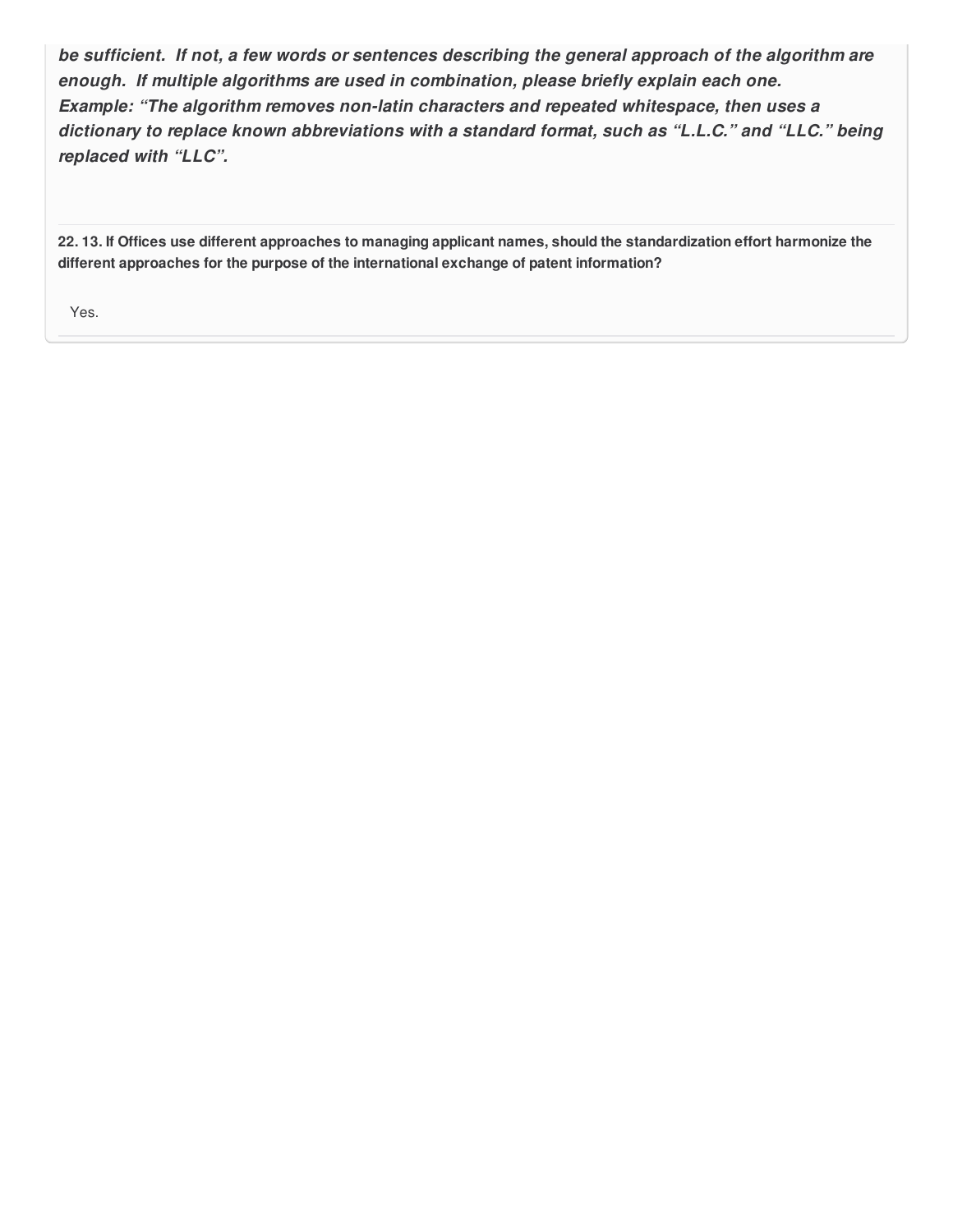***be sufficient. If not, a few words or sentences describing the general approach of the algorithm are enough. If multiple algorithms are used in combination, please briefly explain each one.***
***Example: "The algorithm removes non-latin characters and repeated whitespace, then uses a dictionary to replace known abbreviations with a standard format, such as "L.L.C." and "LLC." being replaced with "LLC".***

**22. 13. If Offices use different approaches to managing applicant names, should the standardization effort harmonize the different approaches for the purpose of the international exchange of patent information?**

Yes.